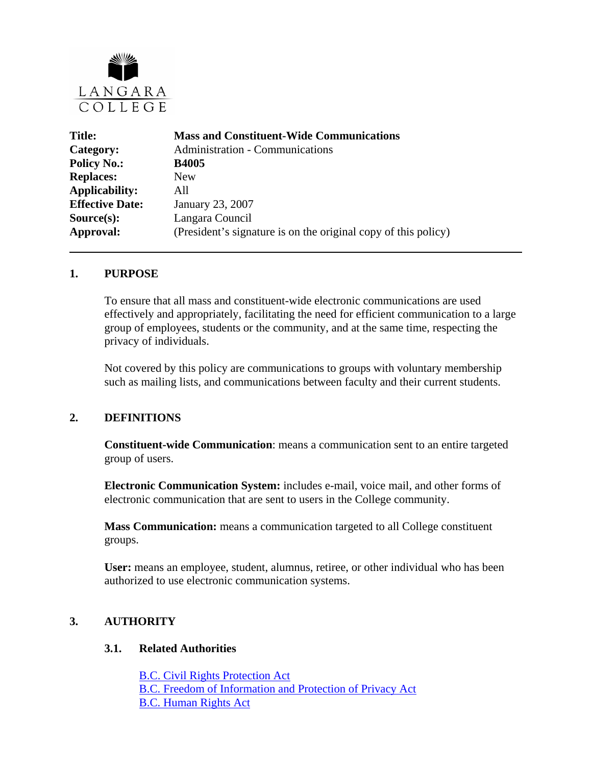LANGARA COLLEGE

| | |
|---|---|
| **Title:** | **Mass and Constituent-Wide Communications** |
| **Category:** | Administration - Communications |
| **Policy No.:** | **B4005** |
| **Replaces:** | New |
| **Applicability:** | All |
| **Effective Date:** | January 23, 2007 |
| **Source(s):** | Langara Council |
| **Approval:** | (President's signature is on the original copy of this policy) |

---

## 1. PURPOSE

To ensure that all mass and constituent-wide electronic communications are used effectively and appropriately, facilitating the need for efficient communication to a large group of employees, students or the community, and at the same time, respecting the privacy of individuals.

Not covered by this policy are communications to groups with voluntary membership such as mailing lists, and communications between faculty and their current students.

## 2. DEFINITIONS

**Constituent-wide Communication**: means a communication sent to an entire targeted group of users.

**Electronic Communication System:** includes e-mail, voice mail, and other forms of electronic communication that are sent to users in the College community.

**Mass Communication:** means a communication targeted to all College constituent groups.

**User:** means an employee, student, alumnus, retiree, or other individual who has been authorized to use electronic communication systems.

## 3. AUTHORITY

### 3.1. Related Authorities

B.C. Civil Rights Protection Act
B.C. Freedom of Information and Protection of Privacy Act
B.C. Human Rights Act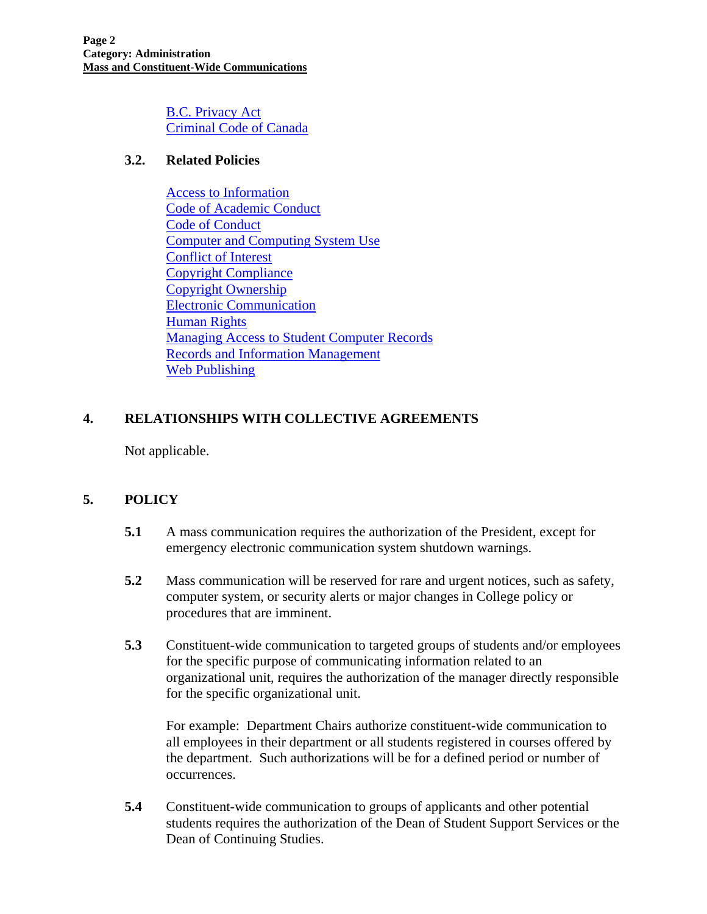B.C. Privacy Act
Criminal Code of Canada

### 3.2. Related Policies

Access to Information
Code of Academic Conduct
Code of Conduct
Computer and Computing System Use
Conflict of Interest
Copyright Compliance
Copyright Ownership
Electronic Communication
Human Rights
Managing Access to Student Computer Records
Records and Information Management
Web Publishing

## 4. RELATIONSHIPS WITH COLLECTIVE AGREEMENTS

Not applicable.

## 5. POLICY

**5.1** A mass communication requires the authorization of the President, except for emergency electronic communication system shutdown warnings.

**5.2** Mass communication will be reserved for rare and urgent notices, such as safety, computer system, or security alerts or major changes in College policy or procedures that are imminent.

**5.3** Constituent-wide communication to targeted groups of students and/or employees for the specific purpose of communicating information related to an organizational unit, requires the authorization of the manager directly responsible for the specific organizational unit.

For example: Department Chairs authorize constituent-wide communication to all employees in their department or all students registered in courses offered by the department. Such authorizations will be for a defined period or number of occurrences.

**5.4** Constituent-wide communication to groups of applicants and other potential students requires the authorization of the Dean of Student Support Services or the Dean of Continuing Studies.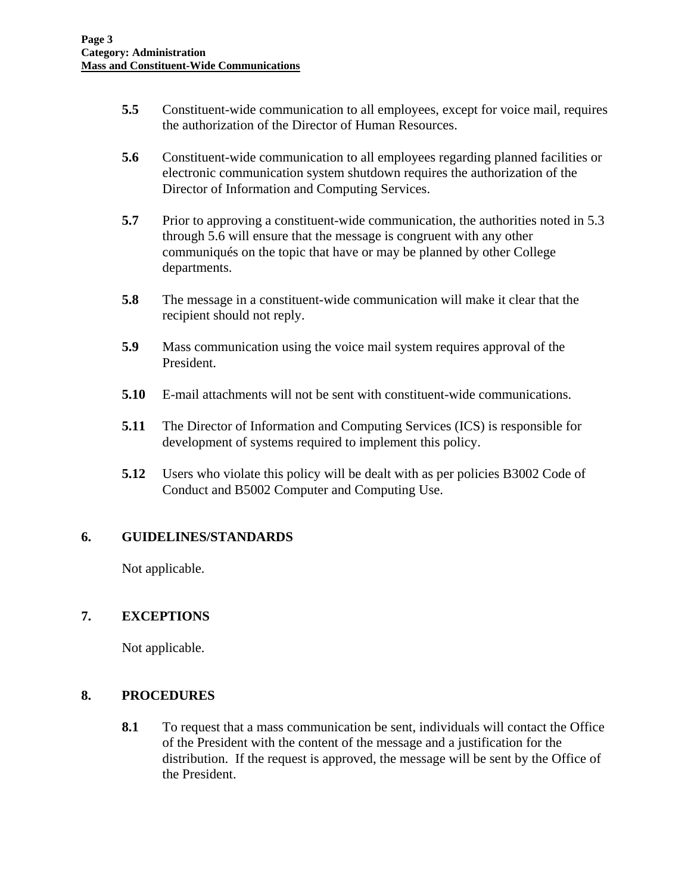**5.5** Constituent-wide communication to all employees, except for voice mail, requires the authorization of the Director of Human Resources.

**5.6** Constituent-wide communication to all employees regarding planned facilities or electronic communication system shutdown requires the authorization of the Director of Information and Computing Services.

**5.7** Prior to approving a constituent-wide communication, the authorities noted in 5.3 through 5.6 will ensure that the message is congruent with any other communiqués on the topic that have or may be planned by other College departments.

**5.8** The message in a constituent-wide communication will make it clear that the recipient should not reply.

**5.9** Mass communication using the voice mail system requires approval of the President.

**5.10** E-mail attachments will not be sent with constituent-wide communications.

**5.11** The Director of Information and Computing Services (ICS) is responsible for development of systems required to implement this policy.

**5.12** Users who violate this policy will be dealt with as per policies B3002 Code of Conduct and B5002 Computer and Computing Use.

## 6. GUIDELINES/STANDARDS

Not applicable.

## 7. EXCEPTIONS

Not applicable.

## 8. PROCEDURES

**8.1** To request that a mass communication be sent, individuals will contact the Office of the President with the content of the message and a justification for the distribution. If the request is approved, the message will be sent by the Office of the President.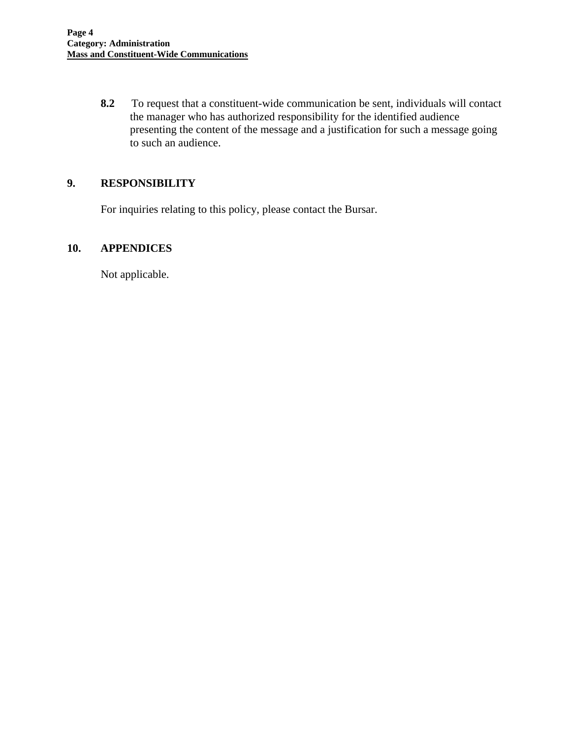**8.2** To request that a constituent-wide communication be sent, individuals will contact the manager who has authorized responsibility for the identified audience presenting the content of the message and a justification for such a message going to such an audience.

## 9. RESPONSIBILITY

For inquiries relating to this policy, please contact the Bursar.

## 10. APPENDICES

Not applicable.